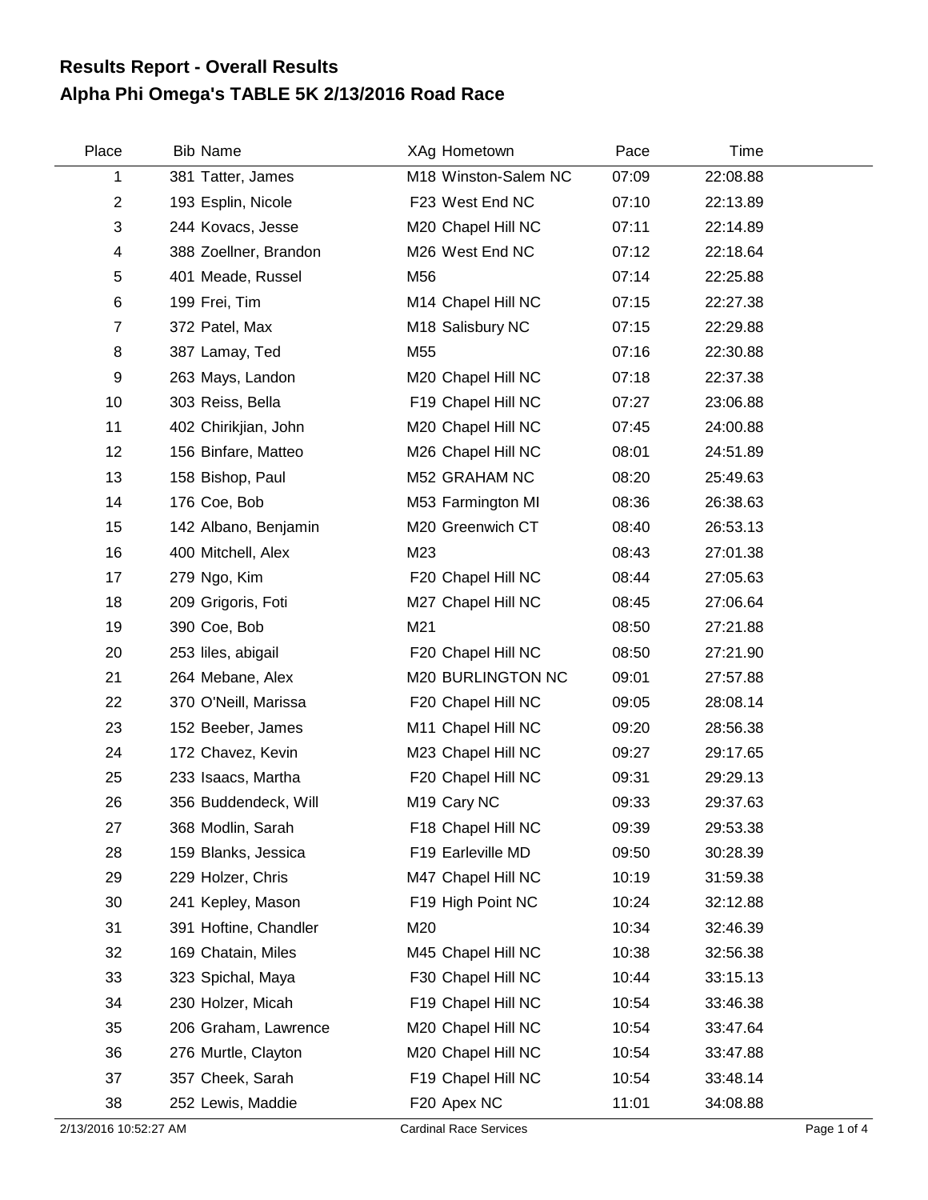## Results Report - Overall Results
## Alpha Phi Omega's TABLE 5K 2/13/2016 Road Race

| Place | Bib | Name | XAg | Hometown | Pace | Time |
|---|---|---|---|---|---|---|
| 1 | 381 | Tatter, James | M18 | Winston-Salem NC | 07:09 | 22:08.88 |
| 2 | 193 | Esplin, Nicole | F23 | West End NC | 07:10 | 22:13.89 |
| 3 | 244 | Kovacs, Jesse | M20 | Chapel Hill NC | 07:11 | 22:14.89 |
| 4 | 388 | Zoellner, Brandon | M26 | West End NC | 07:12 | 22:18.64 |
| 5 | 401 | Meade, Russel | M56 | | 07:14 | 22:25.88 |
| 6 | 199 | Frei, Tim | M14 | Chapel Hill NC | 07:15 | 22:27.38 |
| 7 | 372 | Patel, Max | M18 | Salisbury NC | 07:15 | 22:29.88 |
| 8 | 387 | Lamay, Ted | M55 | | 07:16 | 22:30.88 |
| 9 | 263 | Mays, Landon | M20 | Chapel Hill NC | 07:18 | 22:37.38 |
| 10 | 303 | Reiss, Bella | F19 | Chapel Hill NC | 07:27 | 23:06.88 |
| 11 | 402 | Chirikjian, John | M20 | Chapel Hill NC | 07:45 | 24:00.88 |
| 12 | 156 | Binfare, Matteo | M26 | Chapel Hill NC | 08:01 | 24:51.89 |
| 13 | 158 | Bishop, Paul | M52 | GRAHAM NC | 08:20 | 25:49.63 |
| 14 | 176 | Coe, Bob | M53 | Farmington MI | 08:36 | 26:38.63 |
| 15 | 142 | Albano, Benjamin | M20 | Greenwich CT | 08:40 | 26:53.13 |
| 16 | 400 | Mitchell, Alex | M23 | | 08:43 | 27:01.38 |
| 17 | 279 | Ngo, Kim | F20 | Chapel Hill NC | 08:44 | 27:05.63 |
| 18 | 209 | Grigoris, Foti | M27 | Chapel Hill NC | 08:45 | 27:06.64 |
| 19 | 390 | Coe, Bob | M21 | | 08:50 | 27:21.88 |
| 20 | 253 | liles, abigail | F20 | Chapel Hill NC | 08:50 | 27:21.90 |
| 21 | 264 | Mebane, Alex | M20 | BURLINGTON NC | 09:01 | 27:57.88 |
| 22 | 370 | O'Neill, Marissa | F20 | Chapel Hill NC | 09:05 | 28:08.14 |
| 23 | 152 | Beeber, James | M11 | Chapel Hill NC | 09:20 | 28:56.38 |
| 24 | 172 | Chavez, Kevin | M23 | Chapel Hill NC | 09:27 | 29:17.65 |
| 25 | 233 | Isaacs, Martha | F20 | Chapel Hill NC | 09:31 | 29:29.13 |
| 26 | 356 | Buddendeck, Will | M19 | Cary NC | 09:33 | 29:37.63 |
| 27 | 368 | Modlin, Sarah | F18 | Chapel Hill NC | 09:39 | 29:53.38 |
| 28 | 159 | Blanks, Jessica | F19 | Earleville MD | 09:50 | 30:28.39 |
| 29 | 229 | Holzer, Chris | M47 | Chapel Hill NC | 10:19 | 31:59.38 |
| 30 | 241 | Kepley, Mason | F19 | High Point NC | 10:24 | 32:12.88 |
| 31 | 391 | Hoftine, Chandler | M20 | | 10:34 | 32:46.39 |
| 32 | 169 | Chatain, Miles | M45 | Chapel Hill NC | 10:38 | 32:56.38 |
| 33 | 323 | Spichal, Maya | F30 | Chapel Hill NC | 10:44 | 33:15.13 |
| 34 | 230 | Holzer, Micah | F19 | Chapel Hill NC | 10:54 | 33:46.38 |
| 35 | 206 | Graham, Lawrence | M20 | Chapel Hill NC | 10:54 | 33:47.64 |
| 36 | 276 | Murtle, Clayton | M20 | Chapel Hill NC | 10:54 | 33:47.88 |
| 37 | 357 | Cheek, Sarah | F19 | Chapel Hill NC | 10:54 | 33:48.14 |
| 38 | 252 | Lewis, Maddie | F20 | Apex NC | 11:01 | 34:08.88 |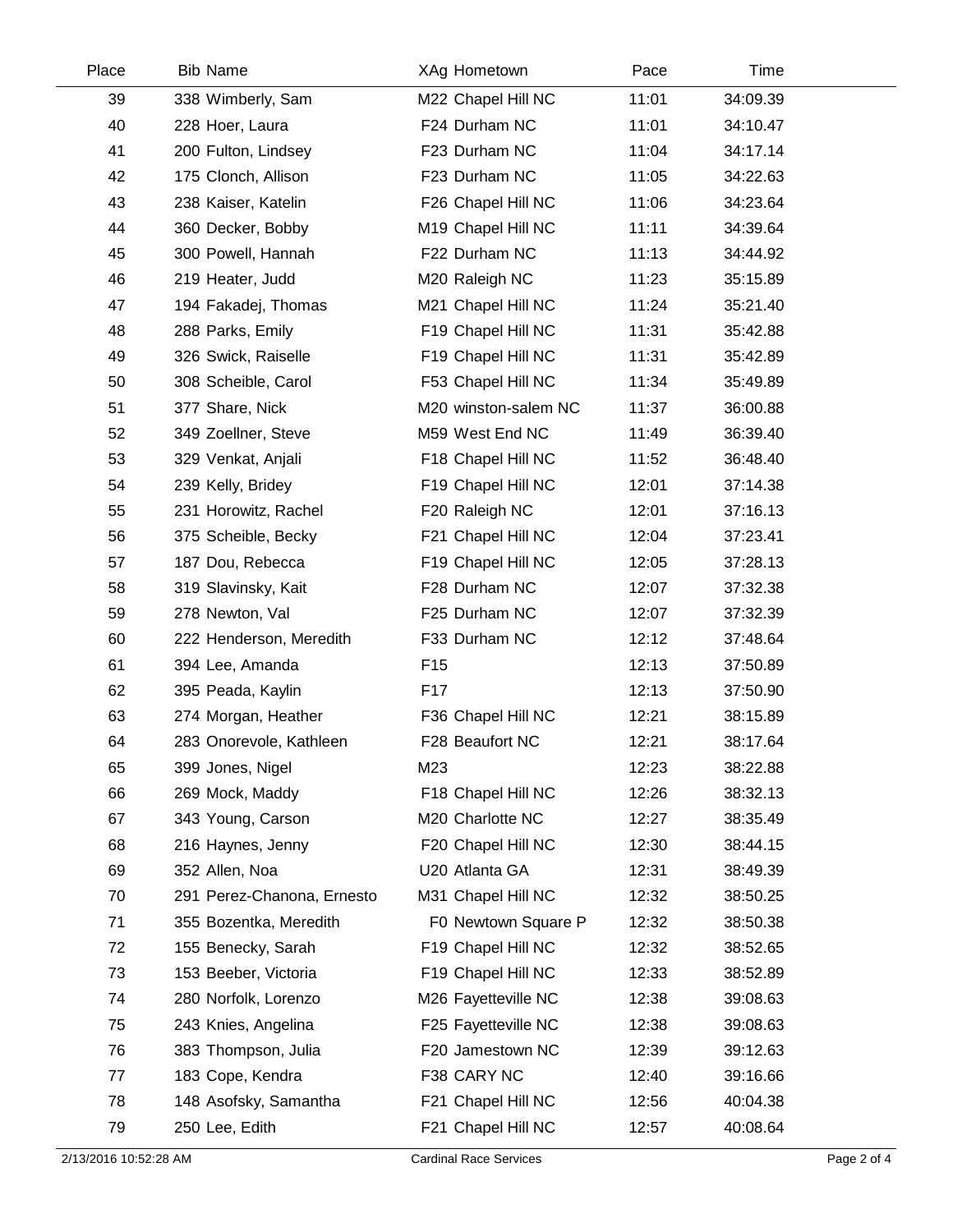| Place | Bib | Name | XAg | Hometown | Pace | Time |
|---|---|---|---|---|---|---|
| 39 | 338 | Wimberly, Sam | M22 | Chapel Hill NC | 11:01 | 34:09.39 |
| 40 | 228 | Hoer, Laura | F24 | Durham NC | 11:01 | 34:10.47 |
| 41 | 200 | Fulton, Lindsey | F23 | Durham NC | 11:04 | 34:17.14 |
| 42 | 175 | Clonch, Allison | F23 | Durham NC | 11:05 | 34:22.63 |
| 43 | 238 | Kaiser, Katelin | F26 | Chapel Hill NC | 11:06 | 34:23.64 |
| 44 | 360 | Decker, Bobby | M19 | Chapel Hill NC | 11:11 | 34:39.64 |
| 45 | 300 | Powell, Hannah | F22 | Durham NC | 11:13 | 34:44.92 |
| 46 | 219 | Heater, Judd | M20 | Raleigh NC | 11:23 | 35:15.89 |
| 47 | 194 | Fakadej, Thomas | M21 | Chapel Hill NC | 11:24 | 35:21.40 |
| 48 | 288 | Parks, Emily | F19 | Chapel Hill NC | 11:31 | 35:42.88 |
| 49 | 326 | Swick, Raiselle | F19 | Chapel Hill NC | 11:31 | 35:42.89 |
| 50 | 308 | Scheible, Carol | F53 | Chapel Hill NC | 11:34 | 35:49.89 |
| 51 | 377 | Share, Nick | M20 | winston-salem NC | 11:37 | 36:00.88 |
| 52 | 349 | Zoellner, Steve | M59 | West End NC | 11:49 | 36:39.40 |
| 53 | 329 | Venkat, Anjali | F18 | Chapel Hill NC | 11:52 | 36:48.40 |
| 54 | 239 | Kelly, Bridey | F19 | Chapel Hill NC | 12:01 | 37:14.38 |
| 55 | 231 | Horowitz, Rachel | F20 | Raleigh NC | 12:01 | 37:16.13 |
| 56 | 375 | Scheible, Becky | F21 | Chapel Hill NC | 12:04 | 37:23.41 |
| 57 | 187 | Dou, Rebecca | F19 | Chapel Hill NC | 12:05 | 37:28.13 |
| 58 | 319 | Slavinsky, Kait | F28 | Durham NC | 12:07 | 37:32.38 |
| 59 | 278 | Newton, Val | F25 | Durham NC | 12:07 | 37:32.39 |
| 60 | 222 | Henderson, Meredith | F33 | Durham NC | 12:12 | 37:48.64 |
| 61 | 394 | Lee, Amanda | F15 | | 12:13 | 37:50.89 |
| 62 | 395 | Peada, Kaylin | F17 | | 12:13 | 37:50.90 |
| 63 | 274 | Morgan, Heather | F36 | Chapel Hill NC | 12:21 | 38:15.89 |
| 64 | 283 | Onorevole, Kathleen | F28 | Beaufort NC | 12:21 | 38:17.64 |
| 65 | 399 | Jones, Nigel | M23 | | 12:23 | 38:22.88 |
| 66 | 269 | Mock, Maddy | F18 | Chapel Hill NC | 12:26 | 38:32.13 |
| 67 | 343 | Young, Carson | M20 | Charlotte NC | 12:27 | 38:35.49 |
| 68 | 216 | Haynes, Jenny | F20 | Chapel Hill NC | 12:30 | 38:44.15 |
| 69 | 352 | Allen, Noa | U20 | Atlanta GA | 12:31 | 38:49.39 |
| 70 | 291 | Perez-Chanona, Ernesto | M31 | Chapel Hill NC | 12:32 | 38:50.25 |
| 71 | 355 | Bozentka, Meredith | F0 | Newtown Square P | 12:32 | 38:50.38 |
| 72 | 155 | Benecky, Sarah | F19 | Chapel Hill NC | 12:32 | 38:52.65 |
| 73 | 153 | Beeber, Victoria | F19 | Chapel Hill NC | 12:33 | 38:52.89 |
| 74 | 280 | Norfolk, Lorenzo | M26 | Fayetteville NC | 12:38 | 39:08.63 |
| 75 | 243 | Knies, Angelina | F25 | Fayetteville NC | 12:38 | 39:08.63 |
| 76 | 383 | Thompson, Julia | F20 | Jamestown NC | 12:39 | 39:12.63 |
| 77 | 183 | Cope, Kendra | F38 | CARY NC | 12:40 | 39:16.66 |
| 78 | 148 | Asofsky, Samantha | F21 | Chapel Hill NC | 12:56 | 40:04.38 |
| 79 | 250 | Lee, Edith | F21 | Chapel Hill NC | 12:57 | 40:08.64 |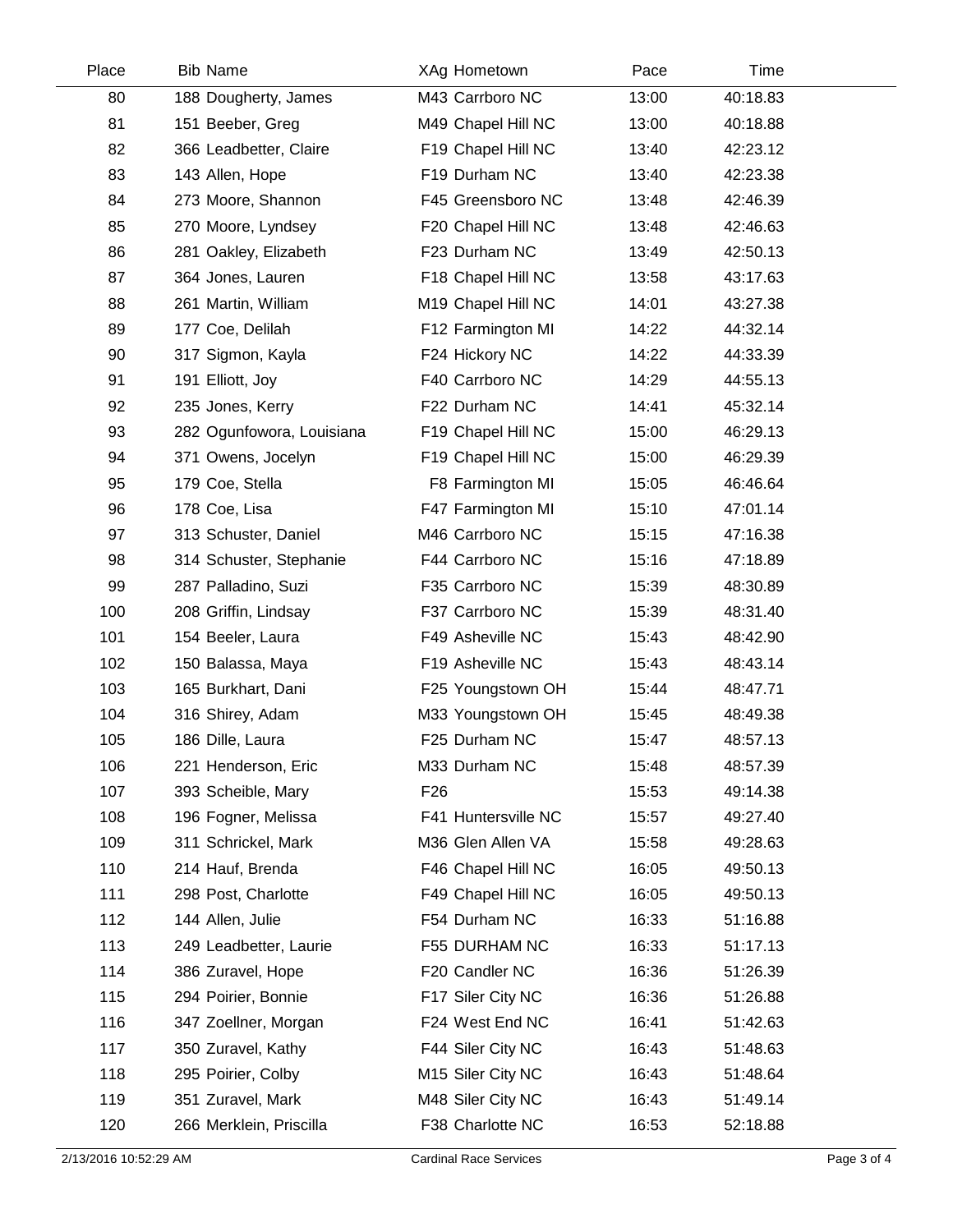| Place | Bib | Name | XAg | Hometown | Pace | Time |
|---|---|---|---|---|---|---|
| 80 | 188 | Dougherty, James | M43 | Carrboro NC | 13:00 | 40:18.83 |
| 81 | 151 | Beeber, Greg | M49 | Chapel Hill NC | 13:00 | 40:18.88 |
| 82 | 366 | Leadbetter, Claire | F19 | Chapel Hill NC | 13:40 | 42:23.12 |
| 83 | 143 | Allen, Hope | F19 | Durham NC | 13:40 | 42:23.38 |
| 84 | 273 | Moore, Shannon | F45 | Greensboro NC | 13:48 | 42:46.39 |
| 85 | 270 | Moore, Lyndsey | F20 | Chapel Hill NC | 13:48 | 42:46.63 |
| 86 | 281 | Oakley, Elizabeth | F23 | Durham NC | 13:49 | 42:50.13 |
| 87 | 364 | Jones, Lauren | F18 | Chapel Hill NC | 13:58 | 43:17.63 |
| 88 | 261 | Martin, William | M19 | Chapel Hill NC | 14:01 | 43:27.38 |
| 89 | 177 | Coe, Delilah | F12 | Farmington MI | 14:22 | 44:32.14 |
| 90 | 317 | Sigmon, Kayla | F24 | Hickory NC | 14:22 | 44:33.39 |
| 91 | 191 | Elliott, Joy | F40 | Carrboro NC | 14:29 | 44:55.13 |
| 92 | 235 | Jones, Kerry | F22 | Durham NC | 14:41 | 45:32.14 |
| 93 | 282 | Ogunfowora, Louisiana | F19 | Chapel Hill NC | 15:00 | 46:29.13 |
| 94 | 371 | Owens, Jocelyn | F19 | Chapel Hill NC | 15:00 | 46:29.39 |
| 95 | 179 | Coe, Stella | F8 | Farmington MI | 15:05 | 46:46.64 |
| 96 | 178 | Coe, Lisa | F47 | Farmington MI | 15:10 | 47:01.14 |
| 97 | 313 | Schuster, Daniel | M46 | Carrboro NC | 15:15 | 47:16.38 |
| 98 | 314 | Schuster, Stephanie | F44 | Carrboro NC | 15:16 | 47:18.89 |
| 99 | 287 | Palladino, Suzi | F35 | Carrboro NC | 15:39 | 48:30.89 |
| 100 | 208 | Griffin, Lindsay | F37 | Carrboro NC | 15:39 | 48:31.40 |
| 101 | 154 | Beeler, Laura | F49 | Asheville NC | 15:43 | 48:42.90 |
| 102 | 150 | Balassa, Maya | F19 | Asheville NC | 15:43 | 48:43.14 |
| 103 | 165 | Burkhart, Dani | F25 | Youngstown OH | 15:44 | 48:47.71 |
| 104 | 316 | Shirey, Adam | M33 | Youngstown OH | 15:45 | 48:49.38 |
| 105 | 186 | Dille, Laura | F25 | Durham NC | 15:47 | 48:57.13 |
| 106 | 221 | Henderson, Eric | M33 | Durham NC | 15:48 | 48:57.39 |
| 107 | 393 | Scheible, Mary | F26 | | 15:53 | 49:14.38 |
| 108 | 196 | Fogner, Melissa | F41 | Huntersville NC | 15:57 | 49:27.40 |
| 109 | 311 | Schrickel, Mark | M36 | Glen Allen VA | 15:58 | 49:28.63 |
| 110 | 214 | Hauf, Brenda | F46 | Chapel Hill NC | 16:05 | 49:50.13 |
| 111 | 298 | Post, Charlotte | F49 | Chapel Hill NC | 16:05 | 49:50.13 |
| 112 | 144 | Allen, Julie | F54 | Durham NC | 16:33 | 51:16.88 |
| 113 | 249 | Leadbetter, Laurie | F55 | DURHAM NC | 16:33 | 51:17.13 |
| 114 | 386 | Zuravel, Hope | F20 | Candler NC | 16:36 | 51:26.39 |
| 115 | 294 | Poirier, Bonnie | F17 | Siler City NC | 16:36 | 51:26.88 |
| 116 | 347 | Zoellner, Morgan | F24 | West End NC | 16:41 | 51:42.63 |
| 117 | 350 | Zuravel, Kathy | F44 | Siler City NC | 16:43 | 51:48.63 |
| 118 | 295 | Poirier, Colby | M15 | Siler City NC | 16:43 | 51:48.64 |
| 119 | 351 | Zuravel, Mark | M48 | Siler City NC | 16:43 | 51:49.14 |
| 120 | 266 | Merklein, Priscilla | F38 | Charlotte NC | 16:53 | 52:18.88 |

2/13/2016 10:52:29 AM — Cardinal Race Services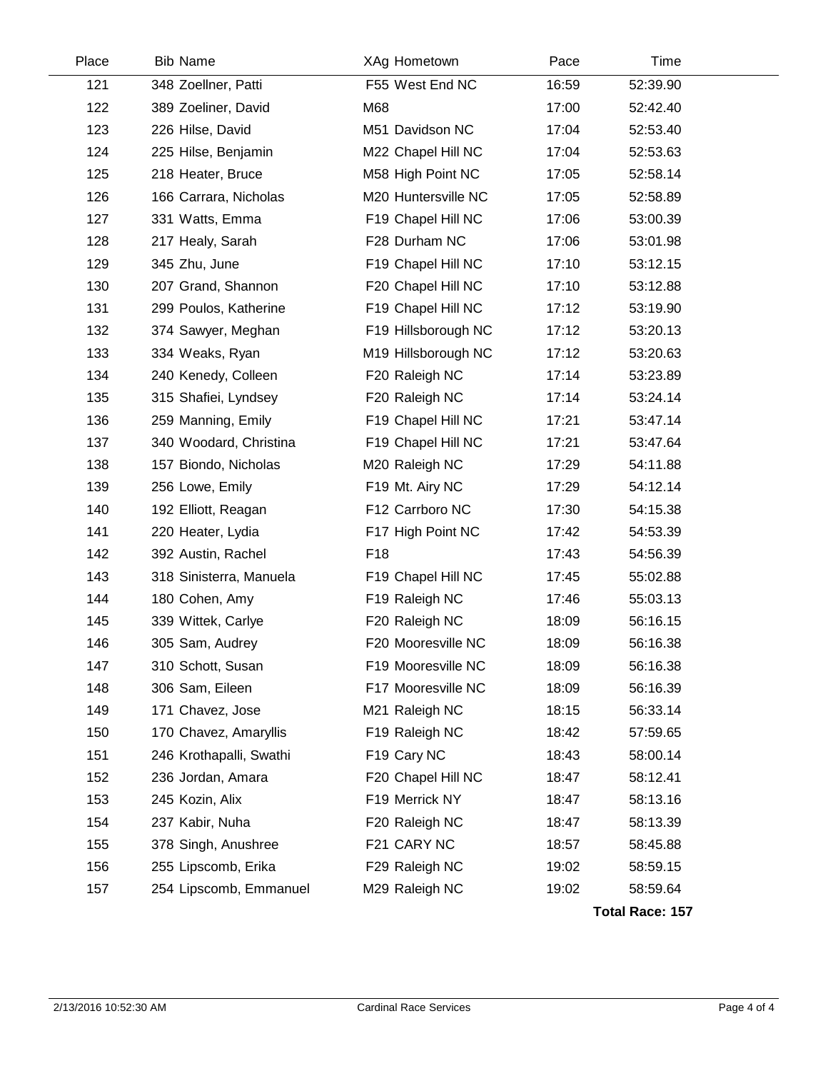| Place | Bib | Name | XAg | Hometown | Pace | Time |
|---|---|---|---|---|---|---|
| 121 | 348 | Zoellner, Patti | F55 | West End NC | 16:59 | 52:39.90 |
| 122 | 389 | Zoeliner, David | M68 | | 17:00 | 52:42.40 |
| 123 | 226 | Hilse, David | M51 | Davidson NC | 17:04 | 52:53.40 |
| 124 | 225 | Hilse, Benjamin | M22 | Chapel Hill NC | 17:04 | 52:53.63 |
| 125 | 218 | Heater, Bruce | M58 | High Point NC | 17:05 | 52:58.14 |
| 126 | 166 | Carrara, Nicholas | M20 | Huntersville NC | 17:05 | 52:58.89 |
| 127 | 331 | Watts, Emma | F19 | Chapel Hill NC | 17:06 | 53:00.39 |
| 128 | 217 | Healy, Sarah | F28 | Durham NC | 17:06 | 53:01.98 |
| 129 | 345 | Zhu, June | F19 | Chapel Hill NC | 17:10 | 53:12.15 |
| 130 | 207 | Grand, Shannon | F20 | Chapel Hill NC | 17:10 | 53:12.88 |
| 131 | 299 | Poulos, Katherine | F19 | Chapel Hill NC | 17:12 | 53:19.90 |
| 132 | 374 | Sawyer, Meghan | F19 | Hillsborough NC | 17:12 | 53:20.13 |
| 133 | 334 | Weaks, Ryan | M19 | Hillsborough NC | 17:12 | 53:20.63 |
| 134 | 240 | Kenedy, Colleen | F20 | Raleigh NC | 17:14 | 53:23.89 |
| 135 | 315 | Shafiei, Lyndsey | F20 | Raleigh NC | 17:14 | 53:24.14 |
| 136 | 259 | Manning, Emily | F19 | Chapel Hill NC | 17:21 | 53:47.14 |
| 137 | 340 | Woodard, Christina | F19 | Chapel Hill NC | 17:21 | 53:47.64 |
| 138 | 157 | Biondo, Nicholas | M20 | Raleigh NC | 17:29 | 54:11.88 |
| 139 | 256 | Lowe, Emily | F19 | Mt. Airy NC | 17:29 | 54:12.14 |
| 140 | 192 | Elliott, Reagan | F12 | Carrboro NC | 17:30 | 54:15.38 |
| 141 | 220 | Heater, Lydia | F17 | High Point NC | 17:42 | 54:53.39 |
| 142 | 392 | Austin, Rachel | F18 | | 17:43 | 54:56.39 |
| 143 | 318 | Sinisterra, Manuela | F19 | Chapel Hill NC | 17:45 | 55:02.88 |
| 144 | 180 | Cohen, Amy | F19 | Raleigh NC | 17:46 | 55:03.13 |
| 145 | 339 | Wittek, Carlye | F20 | Raleigh NC | 18:09 | 56:16.15 |
| 146 | 305 | Sam, Audrey | F20 | Mooresville NC | 18:09 | 56:16.38 |
| 147 | 310 | Schott, Susan | F19 | Mooresville NC | 18:09 | 56:16.38 |
| 148 | 306 | Sam, Eileen | F17 | Mooresville NC | 18:09 | 56:16.39 |
| 149 | 171 | Chavez, Jose | M21 | Raleigh NC | 18:15 | 56:33.14 |
| 150 | 170 | Chavez, Amaryllis | F19 | Raleigh NC | 18:42 | 57:59.65 |
| 151 | 246 | Krothapalli, Swathi | F19 | Cary NC | 18:43 | 58:00.14 |
| 152 | 236 | Jordan, Amara | F20 | Chapel Hill NC | 18:47 | 58:12.41 |
| 153 | 245 | Kozin, Alix | F19 | Merrick NY | 18:47 | 58:13.16 |
| 154 | 237 | Kabir, Nuha | F20 | Raleigh NC | 18:47 | 58:13.39 |
| 155 | 378 | Singh, Anushree | F21 | CARY NC | 18:57 | 58:45.88 |
| 156 | 255 | Lipscomb, Erika | F29 | Raleigh NC | 19:02 | 58:59.15 |
| 157 | 254 | Lipscomb, Emmanuel | M29 | Raleigh NC | 19:02 | 58:59.64 |

**Total Race: 157**

2/13/2016 10:52:30 AM Cardinal Race Services